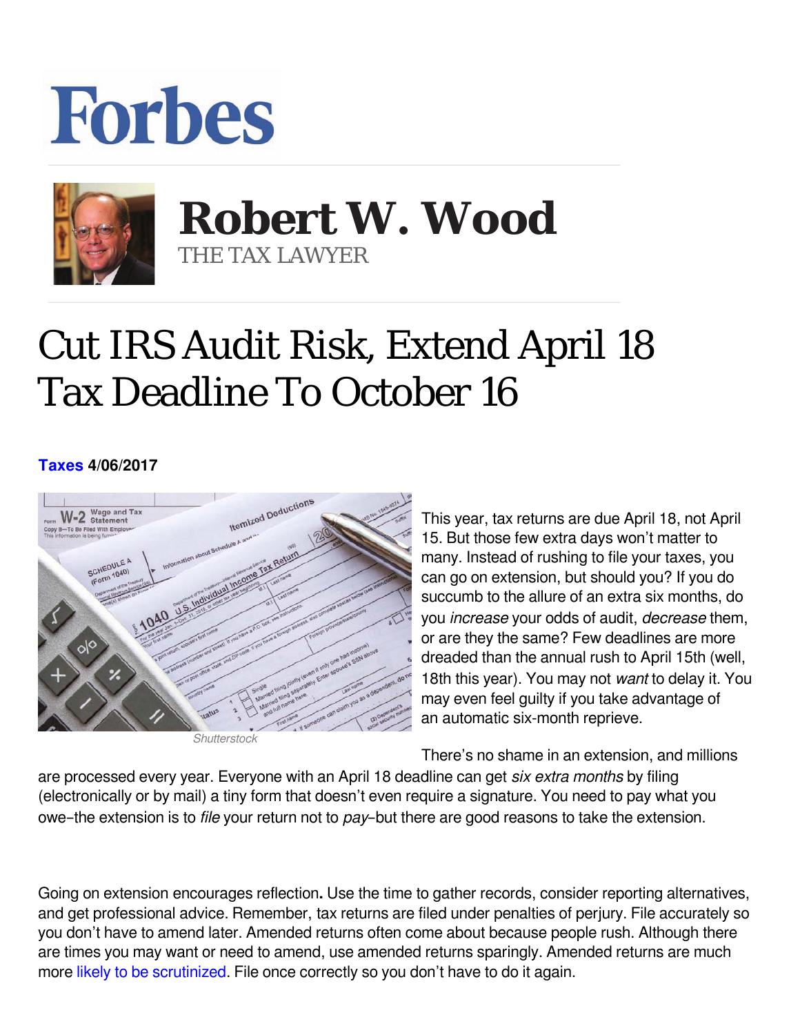Forbes

**Robert W. Wood**
THE TAX LAWYER

# Cut IRS Audit Risk, Extend April 18 Tax Deadline To October 16

**Taxes 4/06/2017**

Shutterstock

This year, tax returns are due April 18, not April 15. But those few extra days won't matter to many. Instead of rushing to file your taxes, you can go on extension, but should you? If you do succumb to the allure of an extra six months, do you *increase* your odds of audit, *decrease* them, or are they the same? Few deadlines are more dreaded than the annual rush to April 15th (well, 18th this year). You may not *want* to delay it. You may even feel guilty if you take advantage of an automatic six-month reprieve.

There's no shame in an extension, and millions are processed every year. Everyone with an April 18 deadline can get *six extra months* by filing (electronically or by mail) a tiny form that doesn't even require a signature. You need to pay what you owe–the extension is to *file* your return not to *pay*–but there are good reasons to take the extension.

Going on extension encourages reflection**.** Use the time to gather records, consider reporting alternatives, and get professional advice. Remember, tax returns are filed under penalties of perjury. File accurately so you don't have to amend later. Amended returns often come about because people rush. Although there are times you may want or need to amend, use amended returns sparingly. Amended returns are much more likely to be scrutinized. File once correctly so you don't have to do it again.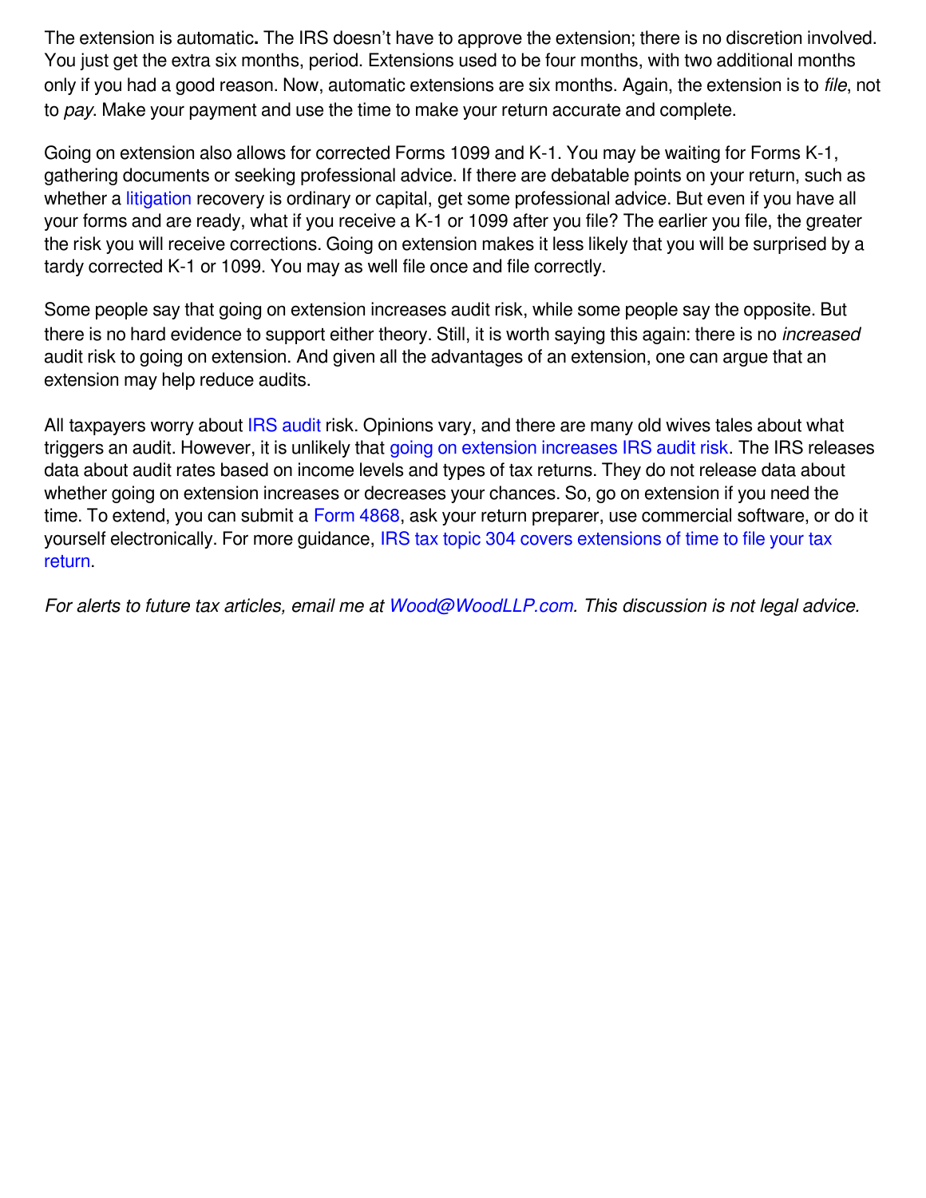The extension is automatic**.** The IRS doesn't have to approve the extension; there is no discretion involved. You just get the extra six months, period. Extensions used to be four months, with two additional months only if you had a good reason. Now, automatic extensions are six months. Again, the extension is to *file*, not to *pay*. Make your payment and use the time to make your return accurate and complete.

Going on extension also allows for corrected Forms 1099 and K-1. You may be waiting for Forms K-1, gathering documents or seeking professional advice. If there are debatable points on your return, such as whether a litigation recovery is ordinary or capital, get some professional advice. But even if you have all your forms and are ready, what if you receive a K-1 or 1099 after you file? The earlier you file, the greater the risk you will receive corrections. Going on extension makes it less likely that you will be surprised by a tardy corrected K-1 or 1099. You may as well file once and file correctly.

Some people say that going on extension increases audit risk, while some people say the opposite. But there is no hard evidence to support either theory. Still, it is worth saying this again: there is no *increased* audit risk to going on extension. And given all the advantages of an extension, one can argue that an extension may help reduce audits.

All taxpayers worry about IRS audit risk. Opinions vary, and there are many old wives tales about what triggers an audit. However, it is unlikely that going on extension increases IRS audit risk. The IRS releases data about audit rates based on income levels and types of tax returns. They do not release data about whether going on extension increases or decreases your chances. So, go on extension if you need the time. To extend, you can submit a Form 4868, ask your return preparer, use commercial software, or do it yourself electronically. For more guidance, IRS tax topic 304 covers extensions of time to file your tax return.

*For alerts to future tax articles, email me at Wood@WoodLLP.com. This discussion is not legal advice.*